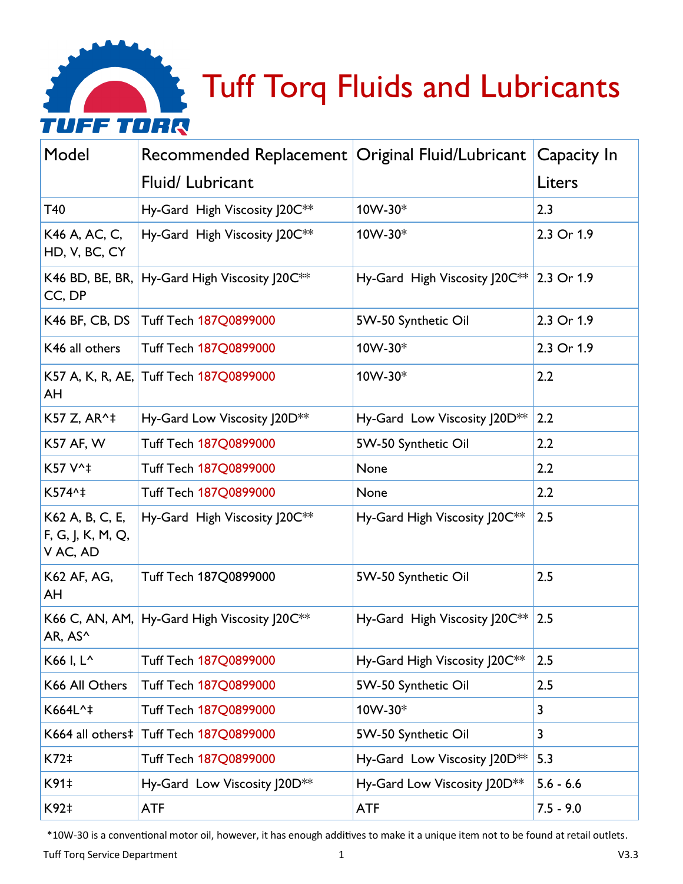# Tuff Torq Fluids and Lubricants

| Model | Recommended Replacement Fluid/ Lubricant | Original Fluid/Lubricant | Capacity In Liters |
|---|---|---|---|
| T40 | Hy-Gard High Viscosity J20C** | 10W-30* | 2.3 |
| K46 A, AC, C, HD, V, BC, CY | Hy-Gard High Viscosity J20C** | 10W-30* | 2.3 Or 1.9 |
| K46 BD, BE, BR, CC, DP | Hy-Gard High Viscosity J20C** | Hy-Gard High Viscosity J20C** | 2.3 Or 1.9 |
| K46 BF, CB, DS | Tuff Tech 187Q0899000 | 5W-50 Synthetic Oil | 2.3 Or 1.9 |
| K46 all others | Tuff Tech 187Q0899000 | 10W-30* | 2.3 Or 1.9 |
| K57 A, K, R, AE, AH | Tuff Tech 187Q0899000 | 10W-30* | 2.2 |
| K57 Z, AR^‡ | Hy-Gard Low Viscosity J20D** | Hy-Gard Low Viscosity J20D** | 2.2 |
| K57 AF, W | Tuff Tech 187Q0899000 | 5W-50 Synthetic Oil | 2.2 |
| K57 V^‡ | Tuff Tech 187Q0899000 | None | 2.2 |
| K574^‡ | Tuff Tech 187Q0899000 | None | 2.2 |
| K62 A, B, C, E, F, G, J, K, M, Q, V AC, AD | Hy-Gard High Viscosity J20C** | Hy-Gard High Viscosity J20C** | 2.5 |
| K62 AF, AG, AH | Tuff Tech 187Q0899000 | 5W-50 Synthetic Oil | 2.5 |
| K66 C, AN, AM, AR, AS^ | Hy-Gard High Viscosity J20C** | Hy-Gard High Viscosity J20C** | 2.5 |
| K66 I, L^ | Tuff Tech 187Q0899000 | Hy-Gard High Viscosity J20C** | 2.5 |
| K66 All Others | Tuff Tech 187Q0899000 | 5W-50 Synthetic Oil | 2.5 |
| K664L^‡ | Tuff Tech 187Q0899000 | 10W-30* | 3 |
| K664 all others‡ | Tuff Tech 187Q0899000 | 5W-50 Synthetic Oil | 3 |
| K72‡ | Tuff Tech 187Q0899000 | Hy-Gard Low Viscosity J20D** | 5.3 |
| K91‡ | Hy-Gard Low Viscosity J20D** | Hy-Gard Low Viscosity J20D** | 5.6 - 6.6 |
| K92‡ | ATF | ATF | 7.5 - 9.0 |

*10W-30 is a conventional motor oil, however, it has enough additives to make it a unique item not to be found at retail outlets.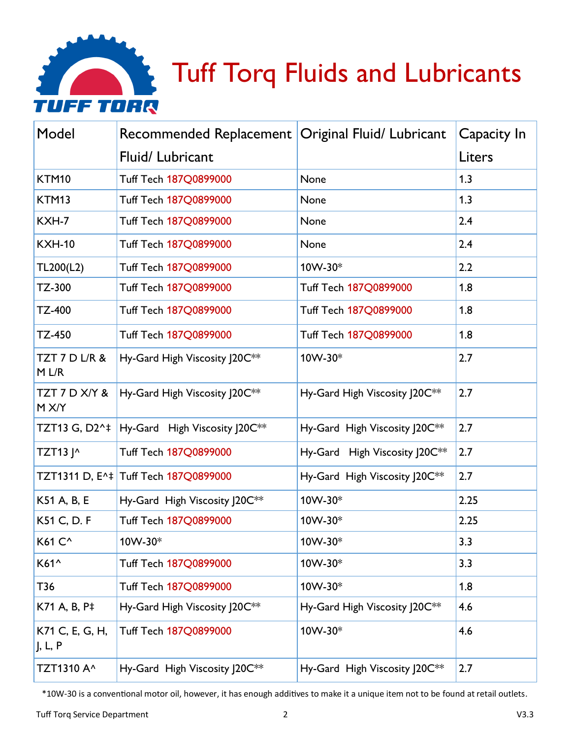# Tuff Torq Fluids and Lubricants

| Model | Recommended Replacement Fluid/ Lubricant | Original Fluid/ Lubricant | Capacity In Liters |
|---|---|---|---|
| KTM10 | Tuff Tech 187Q0899000 | None | 1.3 |
| KTM13 | Tuff Tech 187Q0899000 | None | 1.3 |
| KXH-7 | Tuff Tech 187Q0899000 | None | 2.4 |
| KXH-10 | Tuff Tech 187Q0899000 | None | 2.4 |
| TL200(L2) | Tuff Tech 187Q0899000 | 10W-30* | 2.2 |
| TZ-300 | Tuff Tech 187Q0899000 | Tuff Tech 187Q0899000 | 1.8 |
| TZ-400 | Tuff Tech 187Q0899000 | Tuff Tech 187Q0899000 | 1.8 |
| TZ-450 | Tuff Tech 187Q0899000 | Tuff Tech 187Q0899000 | 1.8 |
| TZT 7 D L/R & M L/R | Hy-Gard High Viscosity J20C** | 10W-30* | 2.7 |
| TZT 7 D X/Y & M X/Y | Hy-Gard High Viscosity J20C** | Hy-Gard High Viscosity J20C** | 2.7 |
| TZT13 G, D2^‡ | Hy-Gard High Viscosity J20C** | Hy-Gard High Viscosity J20C** | 2.7 |
| TZT13 J^ | Tuff Tech 187Q0899000 | Hy-Gard High Viscosity J20C** | 2.7 |
| TZT1311 D, E^‡ | Tuff Tech 187Q0899000 | Hy-Gard High Viscosity J20C** | 2.7 |
| K51 A, B, E | Hy-Gard High Viscosity J20C** | 10W-30* | 2.25 |
| K51 C, D. F | Tuff Tech 187Q0899000 | 10W-30* | 2.25 |
| K61 C^ | 10W-30* | 10W-30* | 3.3 |
| K61^ | Tuff Tech 187Q0899000 | 10W-30* | 3.3 |
| T36 | Tuff Tech 187Q0899000 | 10W-30* | 1.8 |
| K71 A, B, P‡ | Hy-Gard High Viscosity J20C** | Hy-Gard High Viscosity J20C** | 4.6 |
| K71 C, E, G, H, J, L, P | Tuff Tech 187Q0899000 | 10W-30* | 4.6 |
| TZT1310 A^ | Hy-Gard High Viscosity J20C** | Hy-Gard High Viscosity J20C** | 2.7 |

*10W-30 is a conventional motor oil, however, it has enough additives to make it a unique item not to be found at retail outlets.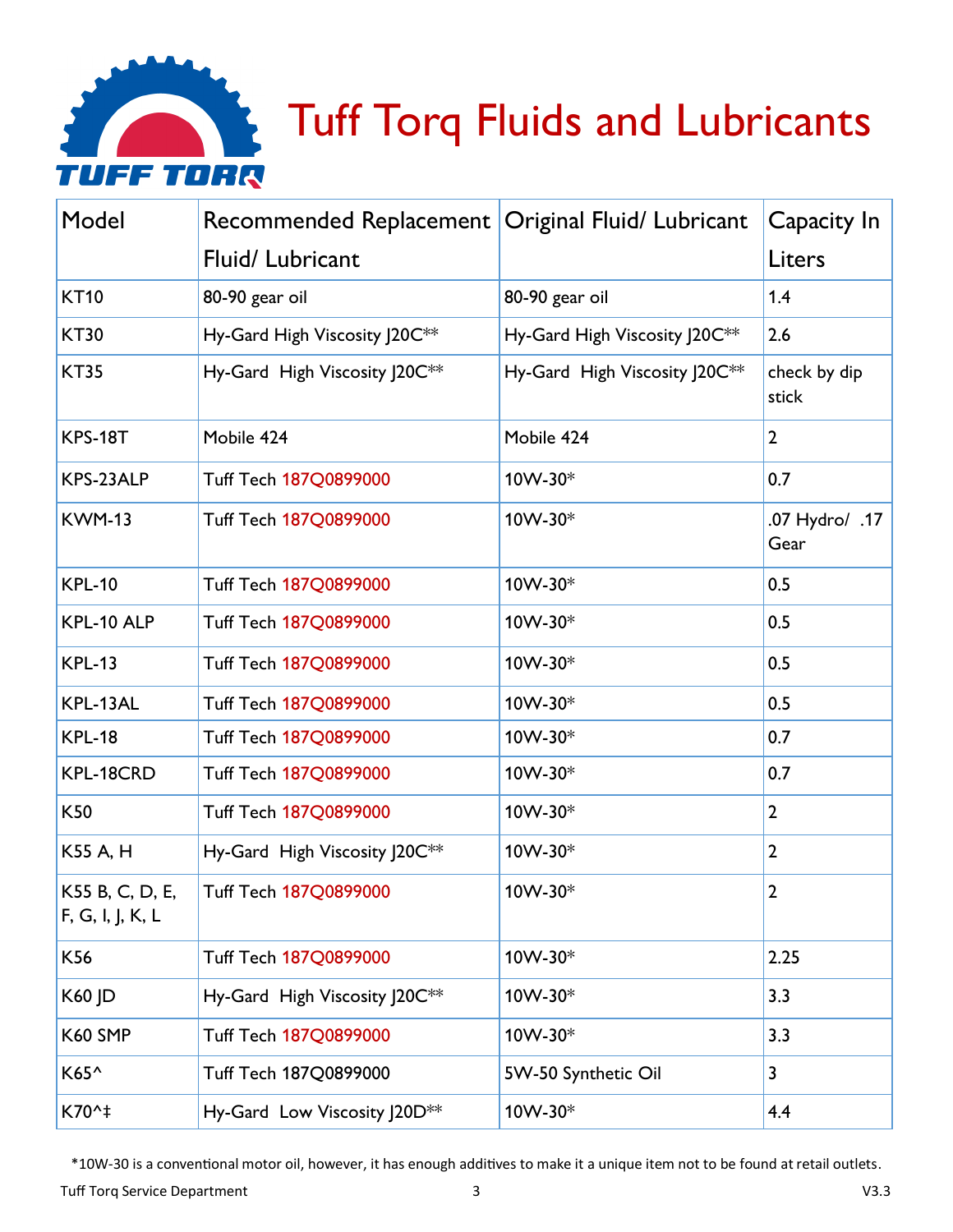# Tuff Torq Fluids and Lubricants

| Model | Recommended Replacement Fluid/ Lubricant | Original Fluid/ Lubricant | Capacity In Liters |
|---|---|---|---|
| KT10 | 80-90 gear oil | 80-90 gear oil | 1.4 |
| KT30 | Hy-Gard High Viscosity J20C** | Hy-Gard High Viscosity J20C** | 2.6 |
| KT35 | Hy-Gard High Viscosity J20C** | Hy-Gard High Viscosity J20C** | check by dip stick |
| KPS-18T | Mobile 424 | Mobile 424 | 2 |
| KPS-23ALP | Tuff Tech 187Q0899000 | 10W-30* | 0.7 |
| KWM-13 | Tuff Tech 187Q0899000 | 10W-30* | .07 Hydro/ .17 Gear |
| KPL-10 | Tuff Tech 187Q0899000 | 10W-30* | 0.5 |
| KPL-10 ALP | Tuff Tech 187Q0899000 | 10W-30* | 0.5 |
| KPL-13 | Tuff Tech 187Q0899000 | 10W-30* | 0.5 |
| KPL-13AL | Tuff Tech 187Q0899000 | 10W-30* | 0.5 |
| KPL-18 | Tuff Tech 187Q0899000 | 10W-30* | 0.7 |
| KPL-18CRD | Tuff Tech 187Q0899000 | 10W-30* | 0.7 |
| K50 | Tuff Tech 187Q0899000 | 10W-30* | 2 |
| K55 A, H | Hy-Gard High Viscosity J20C** | 10W-30* | 2 |
| K55 B, C, D, E, F, G, I, J, K, L | Tuff Tech 187Q0899000 | 10W-30* | 2 |
| K56 | Tuff Tech 187Q0899000 | 10W-30* | 2.25 |
| K60 JD | Hy-Gard High Viscosity J20C** | 10W-30* | 3.3 |
| K60 SMP | Tuff Tech 187Q0899000 | 10W-30* | 3.3 |
| K65^ | Tuff Tech 187Q0899000 | 5W-50 Synthetic Oil | 3 |
| K70^‡ | Hy-Gard Low Viscosity J20D** | 10W-30* | 4.4 |

*10W-30 is a conventional motor oil, however, it has enough additives to make it a unique item not to be found at retail outlets.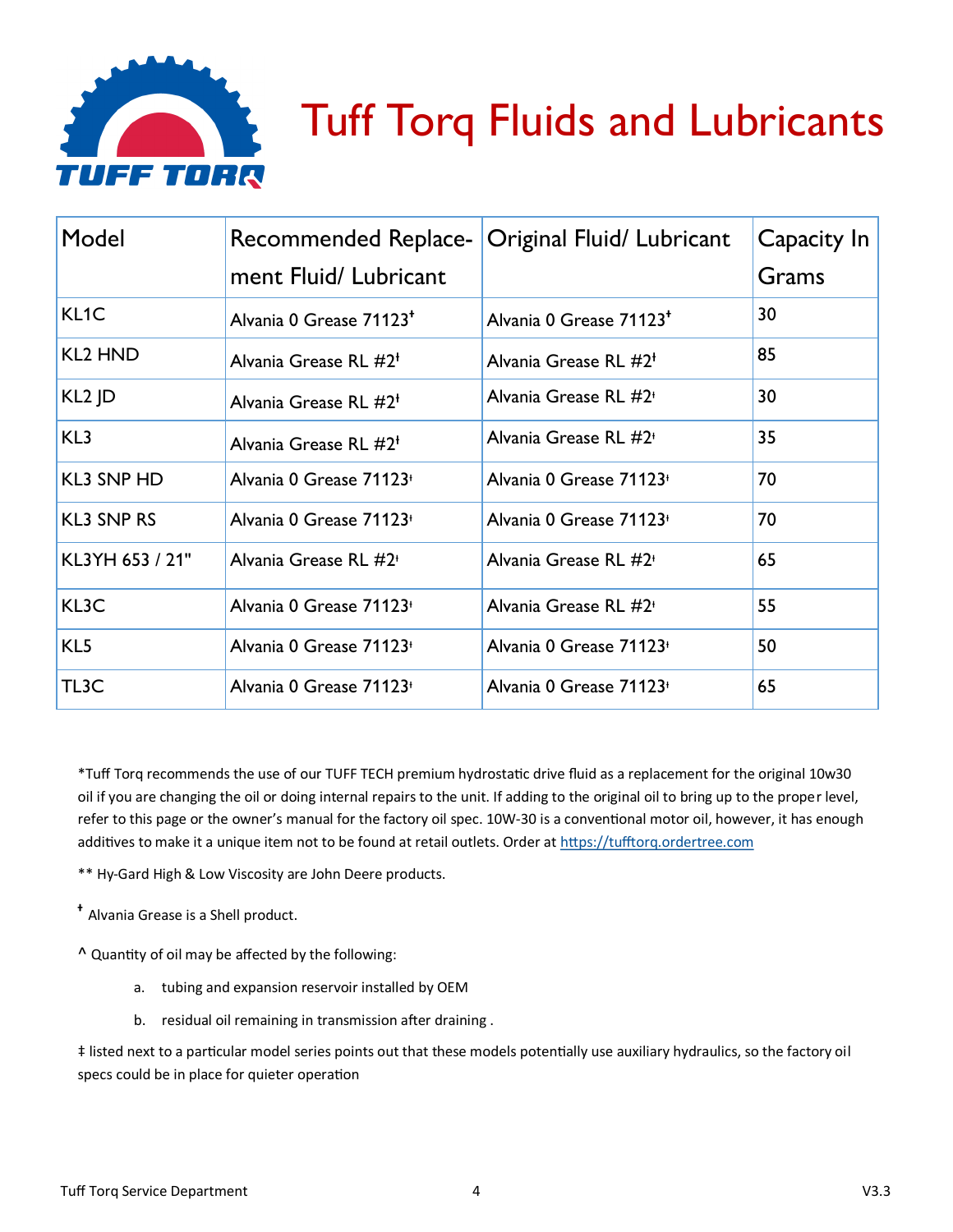# Tuff Torq Fluids and Lubricants

| Model | Recommended Replacement Fluid/ Lubricant | Original Fluid/ Lubricant | Capacity In Grams |
|---|---|---|---|
| KL1C | Alvania 0 Grease 71123ǂ | Alvania 0 Grease 71123ǂ | 30 |
| KL2 HND | Alvania Grease RL #2ǂ | Alvania Grease RL #2ǂ | 85 |
| KL2 JD | Alvania Grease RL #2ǂ | Alvania Grease RL #2ǂ | 30 |
| KL3 | Alvania Grease RL #2ǂ | Alvania Grease RL #2ǂ | 35 |
| KL3 SNP HD | Alvania 0 Grease 71123ǂ | Alvania 0 Grease 71123ǂ | 70 |
| KL3 SNP RS | Alvania 0 Grease 71123ǂ | Alvania 0 Grease 71123ǂ | 70 |
| KL3YH 653 / 21" | Alvania Grease RL #2ǂ | Alvania Grease RL #2ǂ | 65 |
| KL3C | Alvania 0 Grease 71123ǂ | Alvania Grease RL #2ǂ | 55 |
| KL5 | Alvania 0 Grease 71123ǂ | Alvania 0 Grease 71123ǂ | 50 |
| TL3C | Alvania 0 Grease 71123ǂ | Alvania 0 Grease 71123ǂ | 65 |

*Tuff Torq recommends the use of our TUFF TECH premium hydrostatic drive fluid as a replacement for the original 10w30 oil if you are changing the oil or doing internal repairs to the unit. If adding to the original oil to bring up to the proper level, refer to this page or the owner's manual for the factory oil spec. 10W-30 is a conventional motor oil, however, it has enough additives to make it a unique item not to be found at retail outlets. Order at https://tufftorq.ordertree.com

** Hy-Gard High & Low Viscosity are John Deere products.

ǂ Alvania Grease is a Shell product.

^ Quantity of oil may be affected by the following:

a. tubing and expansion reservoir installed by OEM
b. residual oil remaining in transmission after draining .

‡ listed next to a particular model series points out that these models potentially use auxiliary hydraulics, so the factory oil specs could be in place for quieter operation